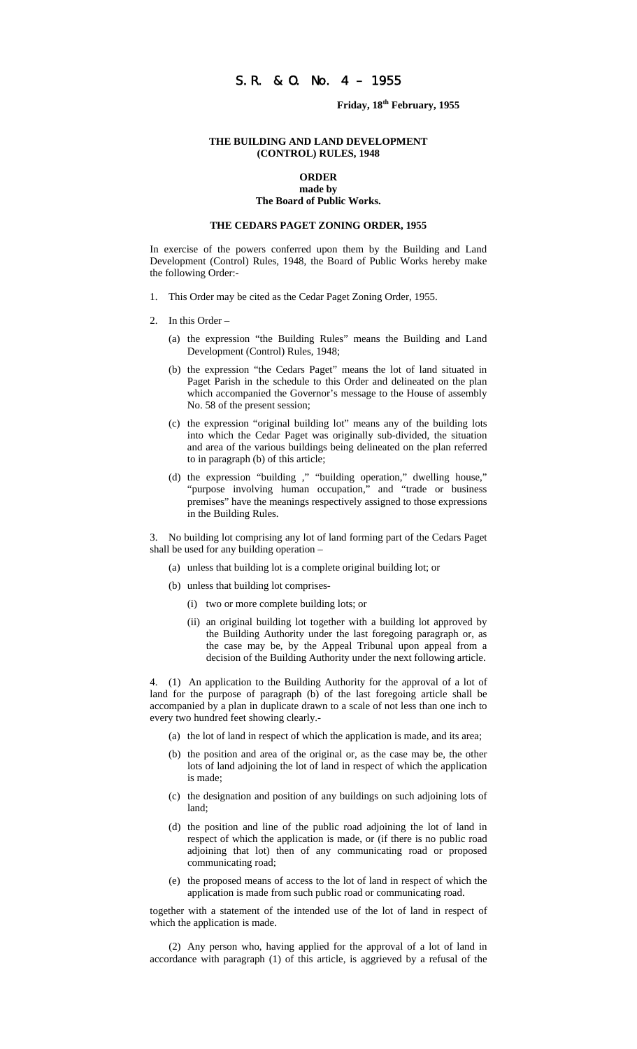# S.R. & O. No. 4 – 1955

**Friday, 18th February, 1955**

**THE BUILDING AND LAND DEVELOPMENT (CONTROL) RULES, 1948**

**ORDER**
**made by**
**The Board of Public Works.**

**THE CEDARS PAGET ZONING ORDER, 1955**

In exercise of the powers conferred upon them by the Building and Land Development (Control) Rules, 1948, the Board of Public Works hereby make the following Order:-

1. This Order may be cited as the Cedar Paget Zoning Order, 1955.

2. In this Order –

   (a) the expression "the Building Rules" means the Building and Land Development (Control) Rules, 1948;

   (b) the expression "the Cedars Paget" means the lot of land situated in Paget Parish in the schedule to this Order and delineated on the plan which accompanied the Governor's message to the House of assembly No. 58 of the present session;

   (c) the expression "original building lot" means any of the building lots into which the Cedar Paget was originally sub-divided, the situation and area of the various buildings being delineated on the plan referred to in paragraph (b) of this article;

   (d) the expression "building ," "building operation," dwelling house," "purpose involving human occupation," and "trade or business premises" have the meanings respectively assigned to those expressions in the Building Rules.

3. No building lot comprising any lot of land forming part of the Cedars Paget shall be used for any building operation –

   (a) unless that building lot is a complete original building lot; or

   (b) unless that building lot comprises-

      (i) two or more complete building lots; or

      (ii) an original building lot together with a building lot approved by the Building Authority under the last foregoing paragraph or, as the case may be, by the Appeal Tribunal upon appeal from a decision of the Building Authority under the next following article.

4. (1) An application to the Building Authority for the approval of a lot of land for the purpose of paragraph (b) of the last foregoing article shall be accompanied by a plan in duplicate drawn to a scale of not less than one inch to every two hundred feet showing clearly.-

   (a) the lot of land in respect of which the application is made, and its area;

   (b) the position and area of the original or, as the case may be, the other lots of land adjoining the lot of land in respect of which the application is made;

   (c) the designation and position of any buildings on such adjoining lots of land;

   (d) the position and line of the public road adjoining the lot of land in respect of which the application is made, or (if there is no public road adjoining that lot) then of any communicating road or proposed communicating road;

   (e) the proposed means of access to the lot of land in respect of which the application is made from such public road or communicating road.

together with a statement of the intended use of the lot of land in respect of which the application is made.

(2) Any person who, having applied for the approval of a lot of land in accordance with paragraph (1) of this article, is aggrieved by a refusal of the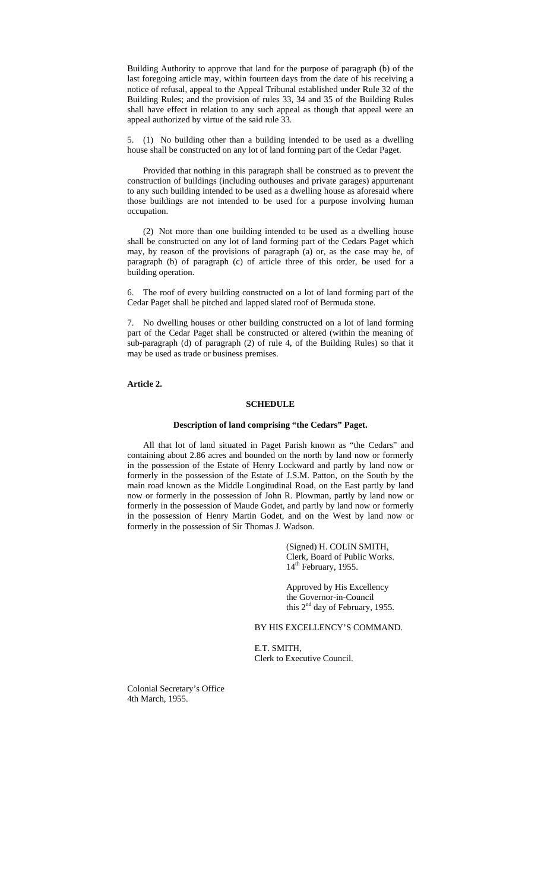Building Authority to approve that land for the purpose of paragraph (b) of the last foregoing article may, within fourteen days from the date of his receiving a notice of refusal, appeal to the Appeal Tribunal established under Rule 32 of the Building Rules; and the provision of rules 33, 34 and 35 of the Building Rules shall have effect in relation to any such appeal as though that appeal were an appeal authorized by virtue of the said rule 33.

5. (1) No building other than a building intended to be used as a dwelling house shall be constructed on any lot of land forming part of the Cedar Paget.

Provided that nothing in this paragraph shall be construed as to prevent the construction of buildings (including outhouses and private garages) appurtenant to any such building intended to be used as a dwelling house as aforesaid where those buildings are not intended to be used for a purpose involving human occupation.

(2) Not more than one building intended to be used as a dwelling house shall be constructed on any lot of land forming part of the Cedars Paget which may, by reason of the provisions of paragraph (a) or, as the case may be, of paragraph (b) of paragraph (c) of article three of this order, be used for a building operation.

6. The roof of every building constructed on a lot of land forming part of the Cedar Paget shall be pitched and lapped slated roof of Bermuda stone.

7. No dwelling houses or other building constructed on a lot of land forming part of the Cedar Paget shall be constructed or altered (within the meaning of sub-paragraph (d) of paragraph (2) of rule 4, of the Building Rules) so that it may be used as trade or business premises.

**Article 2.**

**SCHEDULE**

**Description of land comprising "the Cedars" Paget.**

All that lot of land situated in Paget Parish known as "the Cedars" and containing about 2.86 acres and bounded on the north by land now or formerly in the possession of the Estate of Henry Lockward and partly by land now or formerly in the possession of the Estate of J.S.M. Patton, on the South by the main road known as the Middle Longitudinal Road, on the East partly by land now or formerly in the possession of John R. Plowman, partly by land now or formerly in the possession of Maude Godet, and partly by land now or formerly in the possession of Henry Martin Godet, and on the West by land now or formerly in the possession of Sir Thomas J. Wadson.

(Signed) H. COLIN SMITH,
Clerk, Board of Public Works.
14th February, 1955.

Approved by His Excellency
the Governor-in-Council
this 2nd day of February, 1955.

BY HIS EXCELLENCY'S COMMAND.

E.T. SMITH,
Clerk to Executive Council.

Colonial Secretary's Office
4th March, 1955.